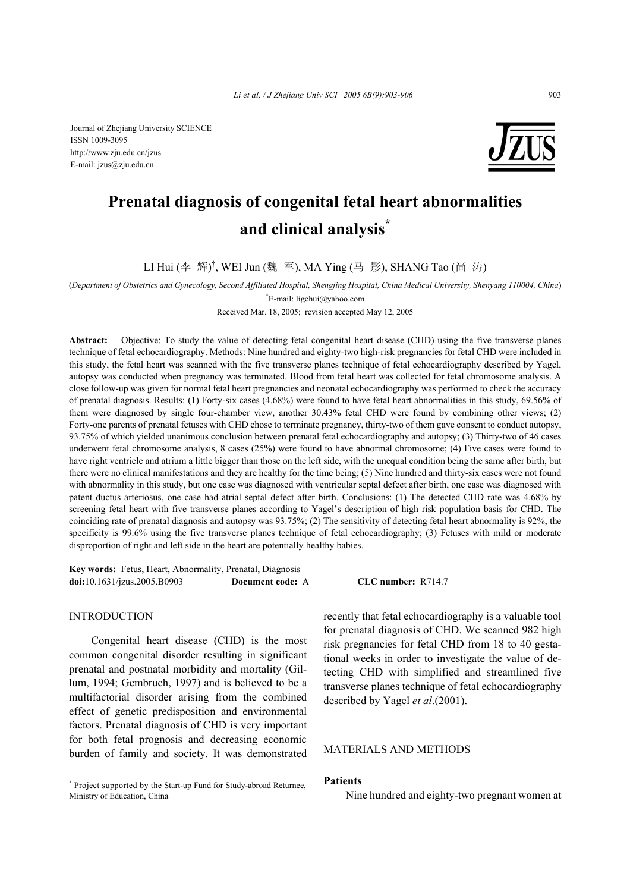Journal of Zhejiang University SCIENCE
ISSN 1009-3095
http://www.zju.edu.cn/jzus
E-mail: jzus@zju.edu.cn

# Prenatal diagnosis of congenital fetal heart abnormalities and clinical analysis*

LI Hui (李 辉)†, WEI Jun (魏 军), MA Ying (马 影), SHANG Tao (尚 涛)

(*Department of Obstetrics and Gynecology, Second Affiliated Hospital, Shengjing Hospital, China Medical University, Shenyang 110004, China*)

†E-mail: ligehui@yahoo.com

Received Mar. 18, 2005; revision accepted May 12, 2005

**Abstract:** Objective: To study the value of detecting fetal congenital heart disease (CHD) using the five transverse planes technique of fetal echocardiography. Methods: Nine hundred and eighty-two high-risk pregnancies for fetal CHD were included in this study, the fetal heart was scanned with the five transverse planes technique of fetal echocardiography described by Yagel, autopsy was conducted when pregnancy was terminated. Blood from fetal heart was collected for fetal chromosome analysis. A close follow-up was given for normal fetal heart pregnancies and neonatal echocardiography was performed to check the accuracy of prenatal diagnosis. Results: (1) Forty-six cases (4.68%) were found to have fetal heart abnormalities in this study, 69.56% of them were diagnosed by single four-chamber view, another 30.43% fetal CHD were found by combining other views; (2) Forty-one parents of prenatal fetuses with CHD chose to terminate pregnancy, thirty-two of them gave consent to conduct autopsy, 93.75% of which yielded unanimous conclusion between prenatal fetal echocardiography and autopsy; (3) Thirty-two of 46 cases underwent fetal chromosome analysis, 8 cases (25%) were found to have abnormal chromosome; (4) Five cases were found to have right ventricle and atrium a little bigger than those on the left side, with the unequal condition being the same after birth, but there were no clinical manifestations and they are healthy for the time being; (5) Nine hundred and thirty-six cases were not found with abnormality in this study, but one case was diagnosed with ventricular septal defect after birth, one case was diagnosed with patent ductus arteriosus, one case had atrial septal defect after birth. Conclusions: (1) The detected CHD rate was 4.68% by screening fetal heart with five transverse planes according to Yagel's description of high risk population basis for CHD. The coinciding rate of prenatal diagnosis and autopsy was 93.75%; (2) The sensitivity of detecting fetal heart abnormality is 92%, the specificity is 99.6% using the five transverse planes technique of fetal echocardiography; (3) Fetuses with mild or moderate disproportion of right and left side in the heart are potentially healthy babies.

**Key words:** Fetus, Heart, Abnormality, Prenatal, Diagnosis
**doi:**10.1631/jzus.2005.B0903 **Document code:** A **CLC number:** R714.7

## INTRODUCTION

Congenital heart disease (CHD) is the most common congenital disorder resulting in significant prenatal and postnatal morbidity and mortality (Gillum, 1994; Gembruch, 1997) and is believed to be a multifactorial disorder arising from the combined effect of genetic predisposition and environmental factors. Prenatal diagnosis of CHD is very important for both fetal prognosis and decreasing economic burden of family and society. It was demonstrated recently that fetal echocardiography is a valuable tool for prenatal diagnosis of CHD. We scanned 982 high risk pregnancies for fetal CHD from 18 to 40 gestational weeks in order to investigate the value of detecting CHD with simplified and streamlined five transverse planes technique of fetal echocardiography described by Yagel *et al*.(2001).

## MATERIALS AND METHODS

### Patients

Nine hundred and eighty-two pregnant women at

---

* Project supported by the Start-up Fund for Study-abroad Returnee, Ministry of Education, China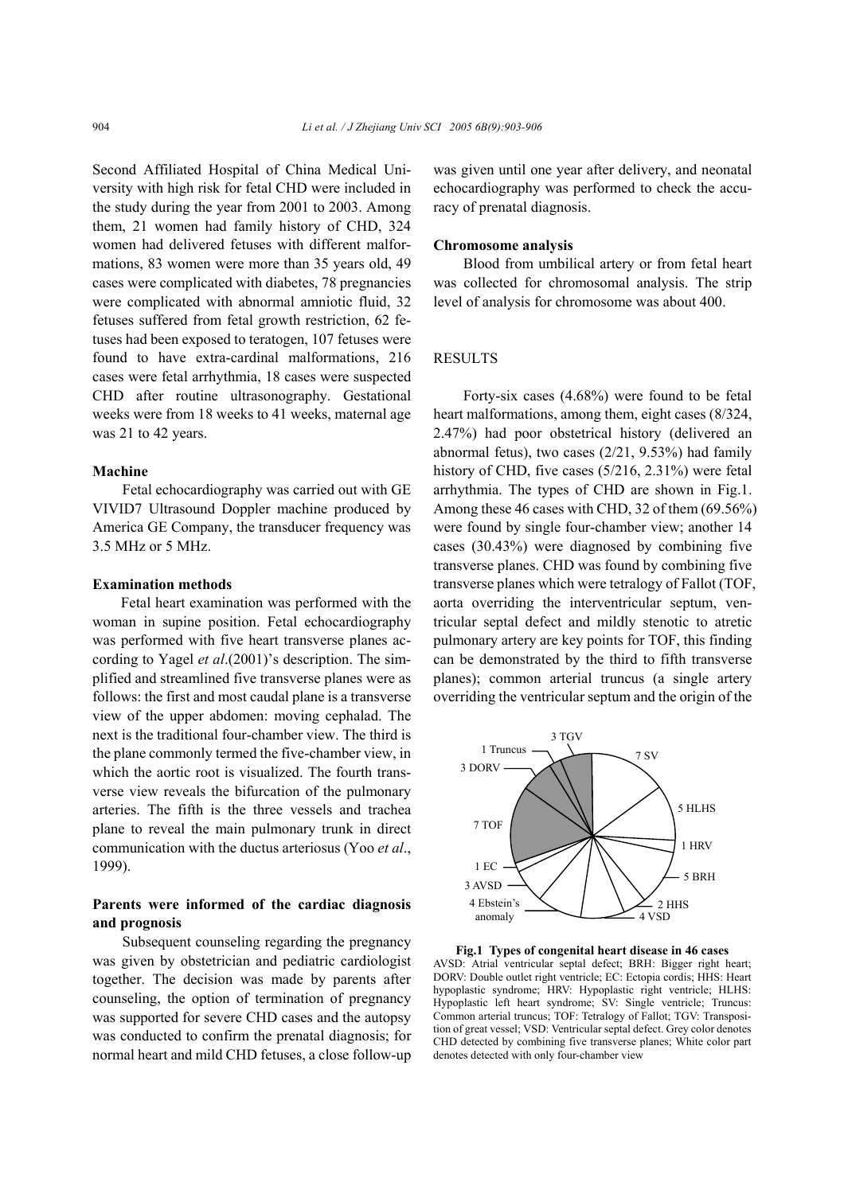Second Affiliated Hospital of China Medical University with high risk for fetal CHD were included in the study during the year from 2001 to 2003. Among them, 21 women had family history of CHD, 324 women had delivered fetuses with different malformations, 83 women were more than 35 years old, 49 cases were complicated with diabetes, 78 pregnancies were complicated with abnormal amniotic fluid, 32 fetuses suffered from fetal growth restriction, 62 fetuses had been exposed to teratogen, 107 fetuses were found to have extra-cardinal malformations, 216 cases were fetal arrhythmia, 18 cases were suspected CHD after routine ultrasonography. Gestational weeks were from 18 weeks to 41 weeks, maternal age was 21 to 42 years.

### Machine

Fetal echocardiography was carried out with GE VIVID7 Ultrasound Doppler machine produced by America GE Company, the transducer frequency was 3.5 MHz or 5 MHz.

### Examination methods

Fetal heart examination was performed with the woman in supine position. Fetal echocardiography was performed with five heart transverse planes according to Yagel *et al*.(2001)'s description. The simplified and streamlined five transverse planes were as follows: the first and most caudal plane is a transverse view of the upper abdomen: moving cephalad. The next is the traditional four-chamber view. The third is the plane commonly termed the five-chamber view, in which the aortic root is visualized. The fourth transverse view reveals the bifurcation of the pulmonary arteries. The fifth is the three vessels and trachea plane to reveal the main pulmonary trunk in direct communication with the ductus arteriosus (Yoo *et al*., 1999).

### Parents were informed of the cardiac diagnosis and prognosis

Subsequent counseling regarding the pregnancy was given by obstetrician and pediatric cardiologist together. The decision was made by parents after counseling, the option of termination of pregnancy was supported for severe CHD cases and the autopsy was conducted to confirm the prenatal diagnosis; for normal heart and mild CHD fetuses, a close follow-up was given until one year after delivery, and neonatal echocardiography was performed to check the accuracy of prenatal diagnosis.

### Chromosome analysis

Blood from umbilical artery or from fetal heart was collected for chromosomal analysis. The strip level of analysis for chromosome was about 400.

## RESULTS

Forty-six cases (4.68%) were found to be fetal heart malformations, among them, eight cases (8/324, 2.47%) had poor obstetrical history (delivered an abnormal fetus), two cases (2/21, 9.53%) had family history of CHD, five cases (5/216, 2.31%) were fetal arrhythmia. The types of CHD are shown in Fig.1. Among these 46 cases with CHD, 32 of them (69.56%) were found by single four-chamber view; another 14 cases (30.43%) were diagnosed by combining five transverse planes. CHD was found by combining five transverse planes which were tetralogy of Fallot (TOF, aorta overriding the interventricular septum, ventricular septal defect and mildly stenotic to atretic pulmonary artery are key points for TOF, this finding can be demonstrated by the third to fifth transverse planes); common arterial truncus (a single artery overriding the ventricular septum and the origin of the

**Fig.1 Types of congenital heart disease in 46 cases**
AVSD: Atrial ventricular septal defect; BRH: Bigger right heart; DORV: Double outlet right ventricle; EC: Ectopia cordis; HHS: Heart hypoplastic syndrome; HRV: Hypoplastic right ventricle; HLHS: Hypoplastic left heart syndrome; SV: Single ventricle; Truncus: Common arterial truncus; TOF: Tetralogy of Fallot; TGV: Transposition of great vessel; VSD: Ventricular septal defect. Grey color denotes CHD detected by combining five transverse planes; White color part denotes detected with only four-chamber view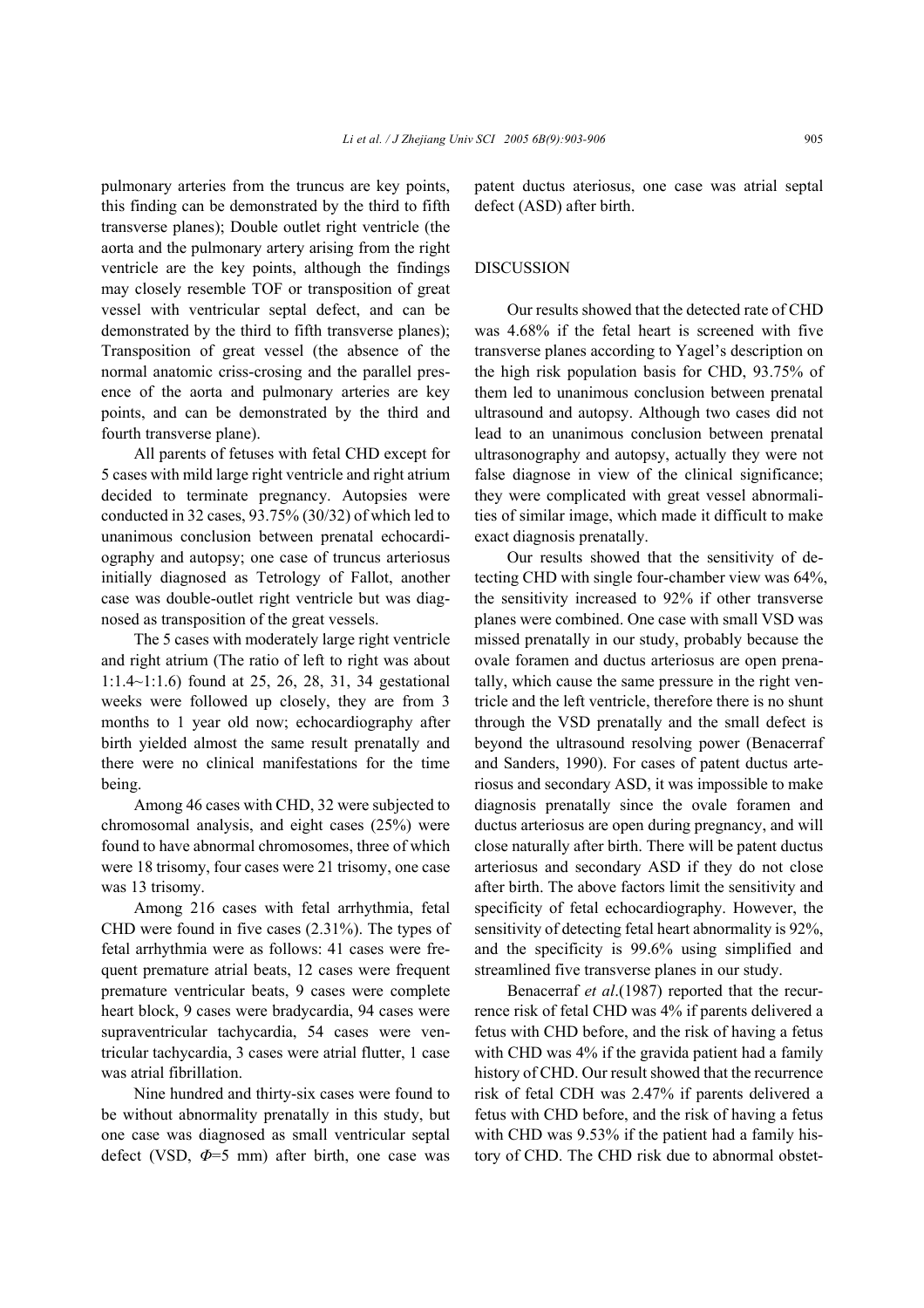pulmonary arteries from the truncus are key points, this finding can be demonstrated by the third to fifth transverse planes); Double outlet right ventricle (the aorta and the pulmonary artery arising from the right ventricle are the key points, although the findings may closely resemble TOF or transposition of great vessel with ventricular septal defect, and can be demonstrated by the third to fifth transverse planes); Transposition of great vessel (the absence of the normal anatomic criss-crosing and the parallel presence of the aorta and pulmonary arteries are key points, and can be demonstrated by the third and fourth transverse plane).

All parents of fetuses with fetal CHD except for 5 cases with mild large right ventricle and right atrium decided to terminate pregnancy. Autopsies were conducted in 32 cases, 93.75% (30/32) of which led to unanimous conclusion between prenatal echocardiography and autopsy; one case of truncus arteriosus initially diagnosed as Tetrology of Fallot, another case was double-outlet right ventricle but was diagnosed as transposition of the great vessels.

The 5 cases with moderately large right ventricle and right atrium (The ratio of left to right was about 1:1.4~1:1.6) found at 25, 26, 28, 31, 34 gestational weeks were followed up closely, they are from 3 months to 1 year old now; echocardiography after birth yielded almost the same result prenatally and there were no clinical manifestations for the time being.

Among 46 cases with CHD, 32 were subjected to chromosomal analysis, and eight cases (25%) were found to have abnormal chromosomes, three of which were 18 trisomy, four cases were 21 trisomy, one case was 13 trisomy.

Among 216 cases with fetal arrhythmia, fetal CHD were found in five cases (2.31%). The types of fetal arrhythmia were as follows: 41 cases were frequent premature atrial beats, 12 cases were frequent premature ventricular beats, 9 cases were complete heart block, 9 cases were bradycardia, 94 cases were supraventricular tachycardia, 54 cases were ventricular tachycardia, 3 cases were atrial flutter, 1 case was atrial fibrillation.

Nine hundred and thirty-six cases were found to be without abnormality prenatally in this study, but one case was diagnosed as small ventricular septal defect (VSD, $\Phi$=5 mm) after birth, one case was patent ductus ateriosus, one case was atrial septal defect (ASD) after birth.

## DISCUSSION

Our results showed that the detected rate of CHD was 4.68% if the fetal heart is screened with five transverse planes according to Yagel's description on the high risk population basis for CHD, 93.75% of them led to unanimous conclusion between prenatal ultrasound and autopsy. Although two cases did not lead to an unanimous conclusion between prenatal ultrasonography and autopsy, actually they were not false diagnose in view of the clinical significance; they were complicated with great vessel abnormalities of similar image, which made it difficult to make exact diagnosis prenatally.

Our results showed that the sensitivity of detecting CHD with single four-chamber view was 64%, the sensitivity increased to 92% if other transverse planes were combined. One case with small VSD was missed prenatally in our study, probably because the ovale foramen and ductus arteriosus are open prenatally, which cause the same pressure in the right ventricle and the left ventricle, therefore there is no shunt through the VSD prenatally and the small defect is beyond the ultrasound resolving power (Benacerraf and Sanders, 1990). For cases of patent ductus arteriosus and secondary ASD, it was impossible to make diagnosis prenatally since the ovale foramen and ductus arteriosus are open during pregnancy, and will close naturally after birth. There will be patent ductus arteriosus and secondary ASD if they do not close after birth. The above factors limit the sensitivity and specificity of fetal echocardiography. However, the sensitivity of detecting fetal heart abnormality is 92%, and the specificity is 99.6% using simplified and streamlined five transverse planes in our study.

Benacerraf *et al*.(1987) reported that the recurrence risk of fetal CHD was 4% if parents delivered a fetus with CHD before, and the risk of having a fetus with CHD was 4% if the gravida patient had a family history of CHD. Our result showed that the recurrence risk of fetal CDH was 2.47% if parents delivered a fetus with CHD before, and the risk of having a fetus with CHD was 9.53% if the patient had a family history of CHD. The CHD risk due to abnormal obstet-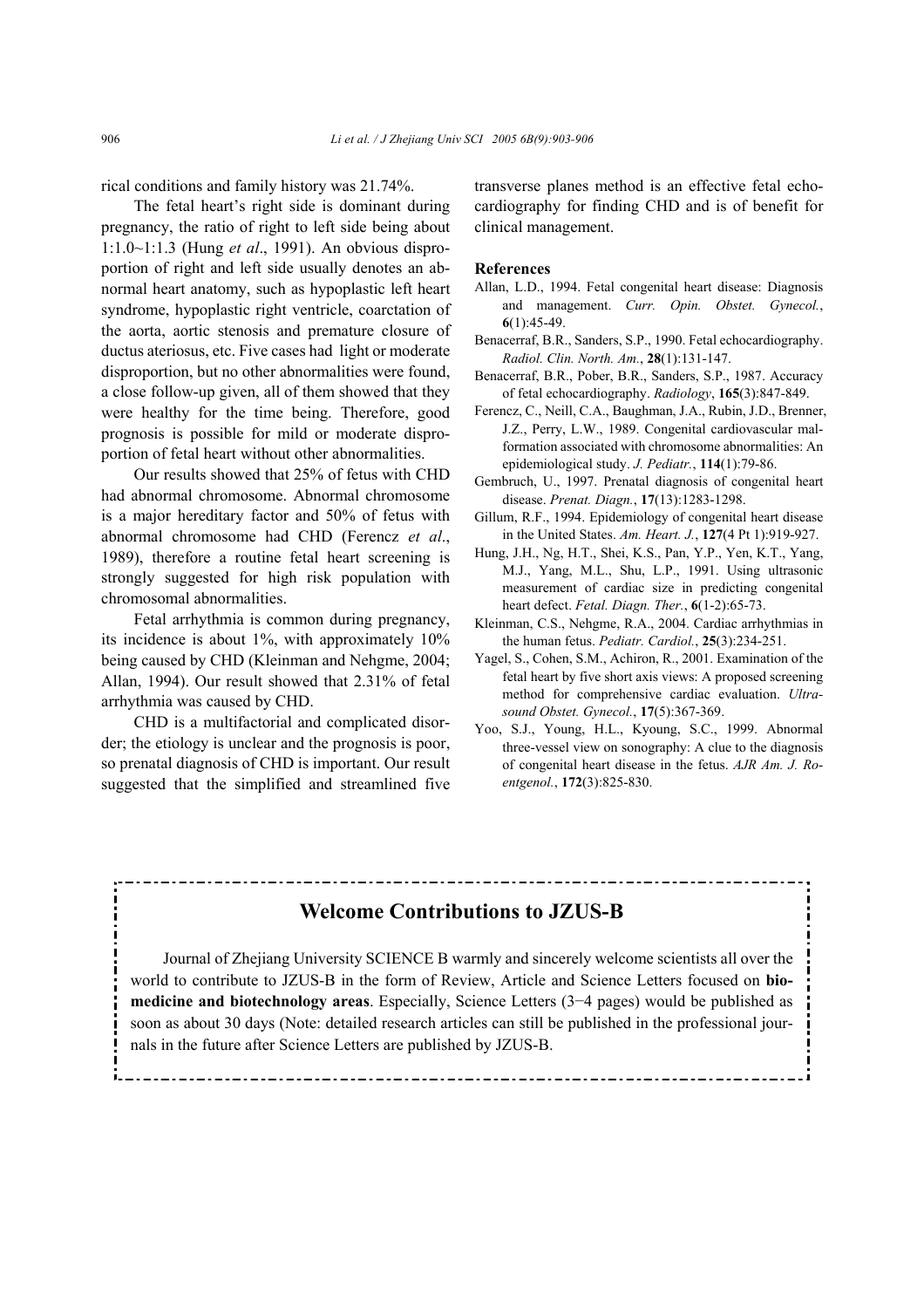rical conditions and family history was 21.74%.

The fetal heart's right side is dominant during pregnancy, the ratio of right to left side being about 1:1.0~1:1.3 (Hung *et al*., 1991). An obvious disproportion of right and left side usually denotes an abnormal heart anatomy, such as hypoplastic left heart syndrome, hypoplastic right ventricle, coarctation of the aorta, aortic stenosis and premature closure of ductus ateriosus, etc. Five cases had light or moderate disproportion, but no other abnormalities were found, a close follow-up given, all of them showed that they were healthy for the time being. Therefore, good prognosis is possible for mild or moderate disproportion of fetal heart without other abnormalities.

Our results showed that 25% of fetus with CHD had abnormal chromosome. Abnormal chromosome is a major hereditary factor and 50% of fetus with abnormal chromosome had CHD (Ferencz *et al*., 1989), therefore a routine fetal heart screening is strongly suggested for high risk population with chromosomal abnormalities.

Fetal arrhythmia is common during pregnancy, its incidence is about 1%, with approximately 10% being caused by CHD (Kleinman and Nehgme, 2004; Allan, 1994). Our result showed that 2.31% of fetal arrhythmia was caused by CHD.

CHD is a multifactorial and complicated disorder; the etiology is unclear and the prognosis is poor, so prenatal diagnosis of CHD is important. Our result suggested that the simplified and streamlined five transverse planes method is an effective fetal echocardiography for finding CHD and is of benefit for clinical management.

## References

Allan, L.D., 1994. Fetal congenital heart disease: Diagnosis and management. *Curr. Opin. Obstet. Gynecol.*, **6**(1):45-49.

Benacerraf, B.R., Sanders, S.P., 1990. Fetal echocardiography. *Radiol. Clin. North. Am.*, **28**(1):131-147.

Benacerraf, B.R., Pober, B.R., Sanders, S.P., 1987. Accuracy of fetal echocardiography. *Radiology*, **165**(3):847-849.

Ferencz, C., Neill, C.A., Baughman, J.A., Rubin, J.D., Brenner, J.Z., Perry, L.W., 1989. Congenital cardiovascular malformation associated with chromosome abnormalities: An epidemiological study. *J. Pediatr.*, **114**(1):79-86.

Gembruch, U., 1997. Prenatal diagnosis of congenital heart disease. *Prenat. Diagn.*, **17**(13):1283-1298.

Gillum, R.F., 1994. Epidemiology of congenital heart disease in the United States. *Am. Heart. J.*, **127**(4 Pt 1):919-927.

Hung, J.H., Ng, H.T., Shei, K.S., Pan, Y.P., Yen, K.T., Yang, M.J., Yang, M.L., Shu, L.P., 1991. Using ultrasonic measurement of cardiac size in predicting congenital heart defect. *Fetal. Diagn. Ther.*, **6**(1-2):65-73.

Kleinman, C.S., Nehgme, R.A., 2004. Cardiac arrhythmias in the human fetus. *Pediatr. Cardiol.*, **25**(3):234-251.

Yagel, S., Cohen, S.M., Achiron, R., 2001. Examination of the fetal heart by five short axis views: A proposed screening method for comprehensive cardiac evaluation. *Ultrasound Obstet. Gynecol.*, **17**(5):367-369.

Yoo, S.J., Young, H.L., Kyoung, S.C., 1999. Abnormal three-vessel view on sonography: A clue to the diagnosis of congenital heart disease in the fetus. *AJR Am. J. Roentgenol.*, **172**(3):825-830.

## Welcome Contributions to JZUS-B

Journal of Zhejiang University SCIENCE B warmly and sincerely welcome scientists all over the world to contribute to JZUS-B in the form of Review, Article and Science Letters focused on **biomedicine and biotechnology areas**. Especially, Science Letters (3−4 pages) would be published as soon as about 30 days (Note: detailed research articles can still be published in the professional journals in the future after Science Letters are published by JZUS-B.